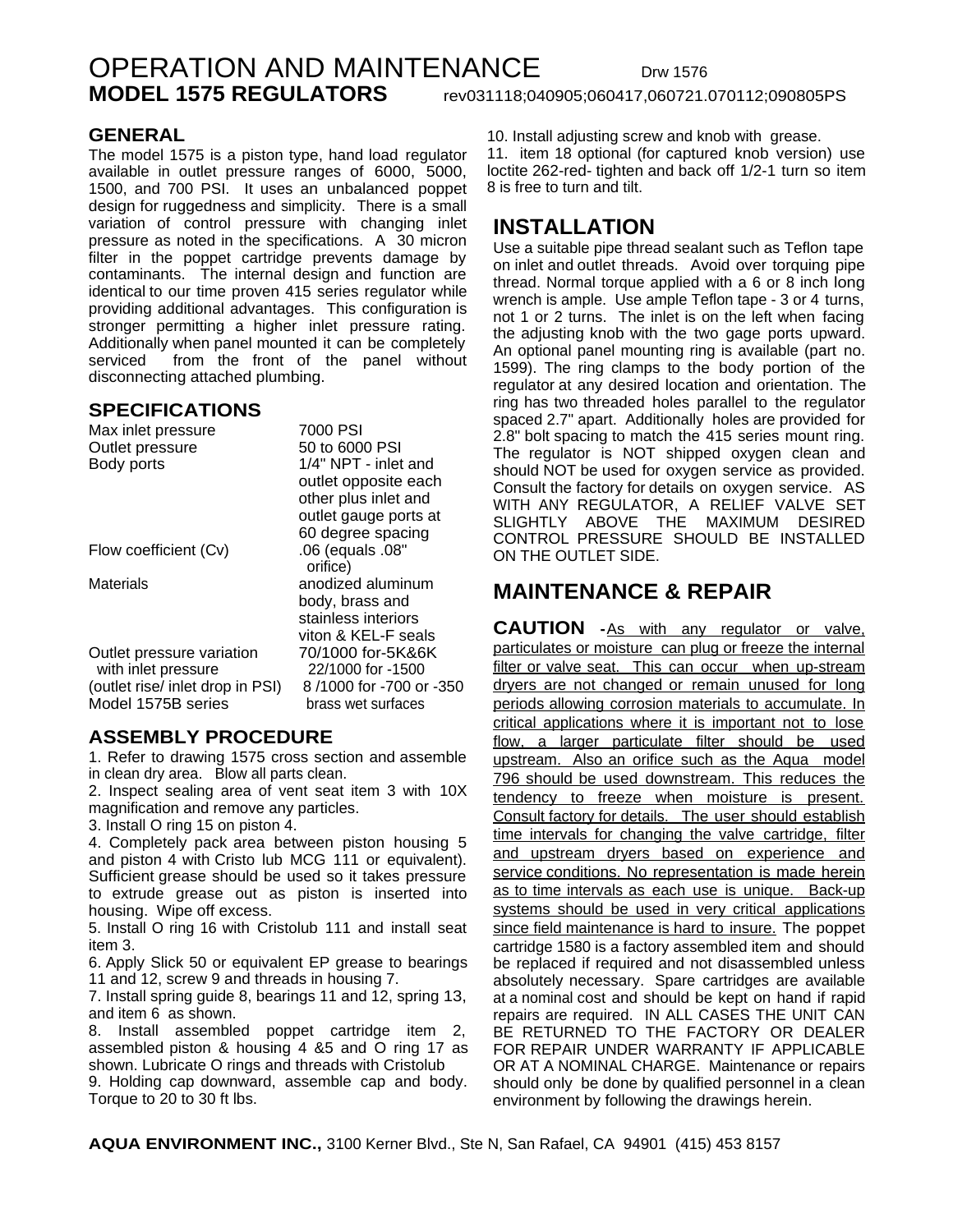# OPERATION AND MAINTENANCE

Drw 1576

## MODEL 1575 REGULATORS

rev031118;040905;060417,060721.070112;090805PS

### GENERAL

The model 1575 is a piston type, hand load regulator available in outlet pressure ranges of 6000, 5000, 1500, and 700 PSI. It uses an unbalanced poppet design for ruggedness and simplicity. There is a small variation of control pressure with changing inlet pressure as noted in the specifications. A 30 micron filter in the poppet cartridge prevents damage by contaminants. The internal design and function are identical to our time proven 415 series regulator while providing additional advantages. This configuration is stronger permitting a higher inlet pressure rating. Additionally when panel mounted it can be completely serviced from the front of the panel without disconnecting attached plumbing.

### SPECIFICATIONS

| | |
|---|---|
| Max inlet pressure | 7000 PSI |
| Outlet pressure | 50 to 6000 PSI |
| Body ports | 1/4" NPT - inlet and outlet opposite each other plus inlet and outlet gauge ports at 60 degree spacing |
| Flow coefficient (Cv) | .06 (equals .08" orifice) |
| Materials | anodized aluminum body, brass and stainless interiors viton & KEL-F seals |
| Outlet pressure variation with inlet pressure (outlet rise/ inlet drop in PSI) | 70/1000 for-5K&6K 22/1000 for -1500 8 /1000 for -700 or -350 |
| Model 1575B series | brass wet surfaces |

### ASSEMBLY PROCEDURE

1. Refer to drawing 1575 cross section and assemble in clean dry area. Blow all parts clean.
2. Inspect sealing area of vent seat item 3 with 10X magnification and remove any particles.
3. Install O ring 15 on piston 4.
4. Completely pack area between piston housing 5 and piston 4 with Cristo lub MCG 111 or equivalent). Sufficient grease should be used so it takes pressure to extrude grease out as piston is inserted into housing. Wipe off excess.
5. Install O ring 16 with Cristolub 111 and install seat item 3.
6. Apply Slick 50 or equivalent EP grease to bearings 11 and 12, screw 9 and threads in housing 7.
7. Install spring guide 8, bearings 11 and 12, spring 13, and item 6 as shown.
8. Install assembled poppet cartridge item 2, assembled piston & housing 4 &5 and O ring 17 as shown. Lubricate O rings and threads with Cristolub
9. Holding cap downward, assemble cap and body. Torque to 20 to 30 ft lbs.
10. Install adjusting screw and knob with grease.
11. item 18 optional (for captured knob version) use loctite 262-red- tighten and back off 1/2-1 turn so item 8 is free to turn and tilt.

## INSTALLATION

Use a suitable pipe thread sealant such as Teflon tape on inlet and outlet threads. Avoid over torquing pipe thread. Normal torque applied with a 6 or 8 inch long wrench is ample. Use ample Teflon tape - 3 or 4 turns, not 1 or 2 turns. The inlet is on the left when facing the adjusting knob with the two gage ports upward. An optional panel mounting ring is available (part no. 1599). The ring clamps to the body portion of the regulator at any desired location and orientation. The ring has two threaded holes parallel to the regulator spaced 2.7" apart. Additionally holes are provided for 2.8" bolt spacing to match the 415 series mount ring. The regulator is NOT shipped oxygen clean and should NOT be used for oxygen service as provided. Consult the factory for details on oxygen service. AS WITH ANY REGULATOR, A RELIEF VALVE SET SLIGHTLY ABOVE THE MAXIMUM DESIRED CONTROL PRESSURE SHOULD BE INSTALLED ON THE OUTLET SIDE.

## MAINTENANCE & REPAIR

**CAUTION -**As with any regulator or valve, particulates or moisture can plug or freeze the internal filter or valve seat. This can occur when up-stream dryers are not changed or remain unused for long periods allowing corrosion materials to accumulate. In critical applications where it is important not to lose flow, a larger particulate filter should be used upstream. Also an orifice such as the Aqua model 796 should be used downstream. This reduces the tendency to freeze when moisture is present. Consult factory for details. The user should establish time intervals for changing the valve cartridge, filter and upstream dryers based on experience and service conditions. No representation is made herein as to time intervals as each use is unique. Back-up systems should be used in very critical applications since field maintenance is hard to insure. The poppet cartridge 1580 is a factory assembled item and should be replaced if required and not disassembled unless absolutely necessary. Spare cartridges are available at a nominal cost and should be kept on hand if rapid repairs are required. IN ALL CASES THE UNIT CAN BE RETURNED TO THE FACTORY OR DEALER FOR REPAIR UNDER WARRANTY IF APPLICABLE OR AT A NOMINAL CHARGE. Maintenance or repairs should only be done by qualified personnel in a clean environment by following the drawings herein.

**AQUA ENVIRONMENT INC.,** 3100 Kerner Blvd., Ste N, San Rafael, CA 94901 (415) 453 8157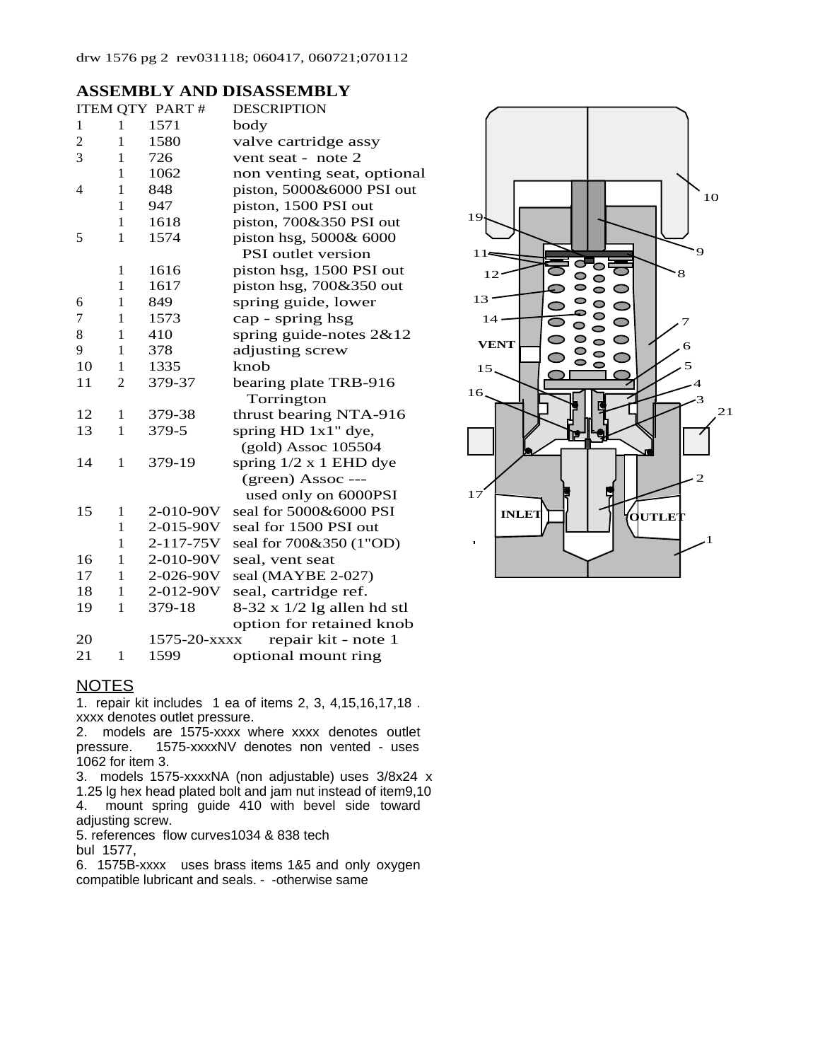drw 1576 pg 2 rev031118; 060417, 060721;070112

## ASSEMBLY AND DISASSEMBLY

| ITEM | QTY | PART # | DESCRIPTION |
|---|---|---|---|
| 1 | 1 | 1571 | body |
| 2 | 1 | 1580 | valve cartridge assy |
| 3 | 1 | 726 | vent seat - note 2 |
| | 1 | 1062 | non venting seat, optional |
| 4 | 1 | 848 | piston, 5000&6000 PSI out |
| | 1 | 947 | piston, 1500 PSI out |
| | 1 | 1618 | piston, 700&350 PSI out |
| 5 | 1 | 1574 | piston hsg, 5000& 6000 PSI outlet version |
| | 1 | 1616 | piston hsg, 1500 PSI out |
| | 1 | 1617 | piston hsg, 700&350 out |
| 6 | 1 | 849 | spring guide, lower |
| 7 | 1 | 1573 | cap - spring hsg |
| 8 | 1 | 410 | spring guide-notes 2&12 |
| 9 | 1 | 378 | adjusting screw |
| 10 | 1 | 1335 | knob |
| 11 | 2 | 379-37 | bearing plate TRB-916 Torrington |
| 12 | 1 | 379-38 | thrust bearing NTA-916 |
| 13 | 1 | 379-5 | spring HD 1x1" dye, (gold) Assoc 105504 |
| 14 | 1 | 379-19 | spring 1/2 x 1 EHD dye (green) Assoc --- used only on 6000PSI |
| 15 | 1 | 2-010-90V | seal for 5000&6000 PSI |
| | 1 | 2-015-90V | seal for 1500 PSI out |
| | 1 | 2-117-75V | seal for 700&350 (1"OD) |
| 16 | 1 | 2-010-90V | seal, vent seat |
| 17 | 1 | 2-026-90V | seal (MAYBE 2-027) |
| 18 | 1 | 2-012-90V | seal, cartridge ref. |
| 19 | 1 | 379-18 | 8-32 x 1/2 lg allen hd stl option for retained knob |
| 20 | | 1575-20-xxxx | repair kit - note 1 |
| 21 | 1 | 1599 | optional mount ring |

10
19
9
11
8
12
13
14
7
VENT
6
15
5
16
4
3
21
2
17
INLET
OUTLET
1

## NOTES

1. repair kit includes 1 ea of items 2, 3, 4,15,16,17,18 . xxxx denotes outlet pressure.
2. models are 1575-xxxx where xxxx denotes outlet pressure. 1575-xxxxNV denotes non vented - uses 1062 for item 3.
3. models 1575-xxxxNA (non adjustable) uses 3/8x24 x 1.25 lg hex head plated bolt and jam nut instead of item9,10
4. mount spring guide 410 with bevel side toward adjusting screw.
5. references flow curves1034 & 838 tech bul 1577,
6. 1575B-xxxx uses brass items 1&5 and only oxygen compatible lubricant and seals. - -otherwise same